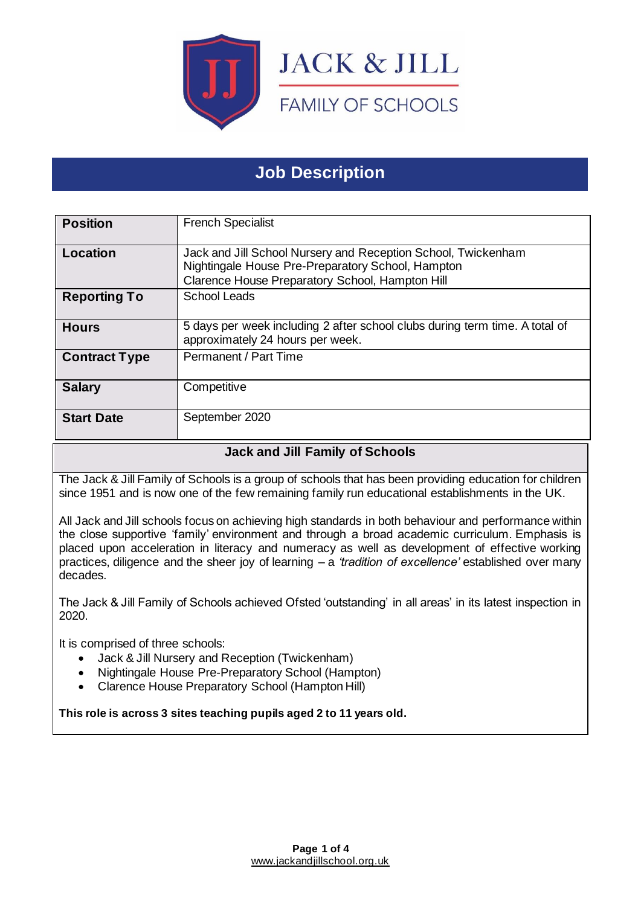JACK & JILL

FAMILY OF SCHOOLS

# Job Description

| | |
|---|---|
| **Position** | French Specialist |
| **Location** | Jack and Jill School Nursery and Reception School, Twickenham<br>Nightingale House Pre-Preparatory School, Hampton<br>Clarence House Preparatory School, Hampton Hill |
| **Reporting To** | School Leads |
| **Hours** | 5 days per week including 2 after school clubs during term time. A total of approximately 24 hours per week. |
| **Contract Type** | Permanent / Part Time |
| **Salary** | Competitive |
| **Start Date** | September 2020 |

## Jack and Jill Family of Schools

The Jack & Jill Family of Schools is a group of schools that has been providing education for children since 1951 and is now one of the few remaining family run educational establishments in the UK.

All Jack and Jill schools focus on achieving high standards in both behaviour and performance within the close supportive 'family' environment and through a broad academic curriculum. Emphasis is placed upon acceleration in literacy and numeracy as well as development of effective working practices, diligence and the sheer joy of learning – a *'tradition of excellence'* established over many decades.

The Jack & Jill Family of Schools achieved Ofsted 'outstanding' in all areas' in its latest inspection in 2020.

It is comprised of three schools:

- Jack & Jill Nursery and Reception (Twickenham)
- Nightingale House Pre-Preparatory School (Hampton)
- Clarence House Preparatory School (Hampton Hill)

**This role is across 3 sites teaching pupils aged 2 to 11 years old.**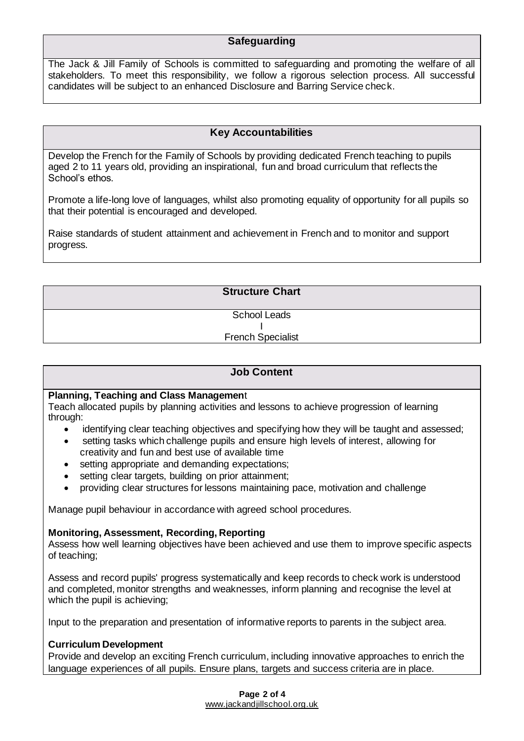## Safeguarding

The Jack & Jill Family of Schools is committed to safeguarding and promoting the welfare of all stakeholders. To meet this responsibility, we follow a rigorous selection process. All successful candidates will be subject to an enhanced Disclosure and Barring Service check.

## Key Accountabilities

Develop the French for the Family of Schools by providing dedicated French teaching to pupils aged 2 to 11 years old, providing an inspirational, fun and broad curriculum that reflects the School's ethos.

Promote a life-long love of languages, whilst also promoting equality of opportunity for all pupils so that their potential is encouraged and developed.

Raise standards of student attainment and achievement in French and to monitor and support progress.

## Structure Chart

School Leads
I
French Specialist

## Job Content

**Planning, Teaching and Class Management**

Teach allocated pupils by planning activities and lessons to achieve progression of learning through:

- identifying clear teaching objectives and specifying how they will be taught and assessed;
- setting tasks which challenge pupils and ensure high levels of interest, allowing for creativity and fun and best use of available time
- setting appropriate and demanding expectations;
- setting clear targets, building on prior attainment;
- providing clear structures for lessons maintaining pace, motivation and challenge

Manage pupil behaviour in accordance with agreed school procedures.

**Monitoring, Assessment, Recording, Reporting**

Assess how well learning objectives have been achieved and use them to improve specific aspects of teaching;

Assess and record pupils' progress systematically and keep records to check work is understood and completed, monitor strengths and weaknesses, inform planning and recognise the level at which the pupil is achieving;

Input to the preparation and presentation of informative reports to parents in the subject area.

**Curriculum Development**

Provide and develop an exciting French curriculum, including innovative approaches to enrich the language experiences of all pupils. Ensure plans, targets and success criteria are in place.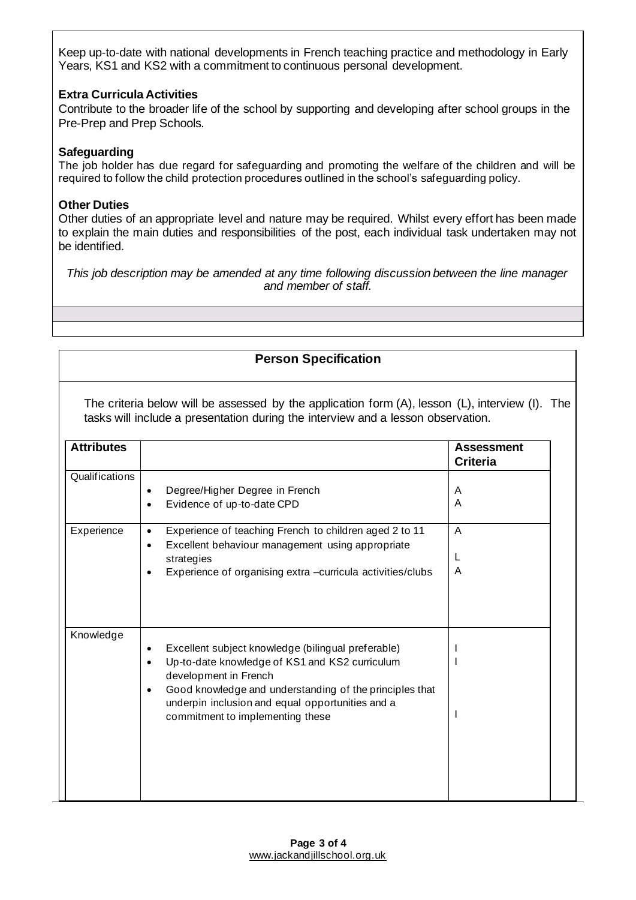Keep up-to-date with national developments in French teaching practice and methodology in Early Years, KS1 and KS2 with a commitment to continuous personal development.

**Extra Curricula Activities**

Contribute to the broader life of the school by supporting and developing after school groups in the Pre-Prep and Prep Schools.

**Safeguarding**

The job holder has due regard for safeguarding and promoting the welfare of the children and will be required to follow the child protection procedures outlined in the school's safeguarding policy.

**Other Duties**

Other duties of an appropriate level and nature may be required. Whilst every effort has been made to explain the main duties and responsibilities of the post, each individual task undertaken may not be identified.

*This job description may be amended at any time following discussion between the line manager and member of staff.*

## Person Specification

The criteria below will be assessed by the application form (A), lesson (L), interview (I). The tasks will include a presentation during the interview and a lesson observation.

| Attributes | | Assessment Criteria |
|---|---|---|
| Qualifications | • Degree/Higher Degree in French<br>• Evidence of up-to-date CPD | A<br>A |
| Experience | • Experience of teaching French to children aged 2 to 11<br>• Excellent behaviour management using appropriate strategies<br>• Experience of organising extra –curricula activities/clubs | A<br>L<br>A |
| Knowledge | • Excellent subject knowledge (bilingual preferable)<br>• Up-to-date knowledge of KS1 and KS2 curriculum development in French<br>• Good knowledge and understanding of the principles that underpin inclusion and equal opportunities and a commitment to implementing these | I<br>I<br>I |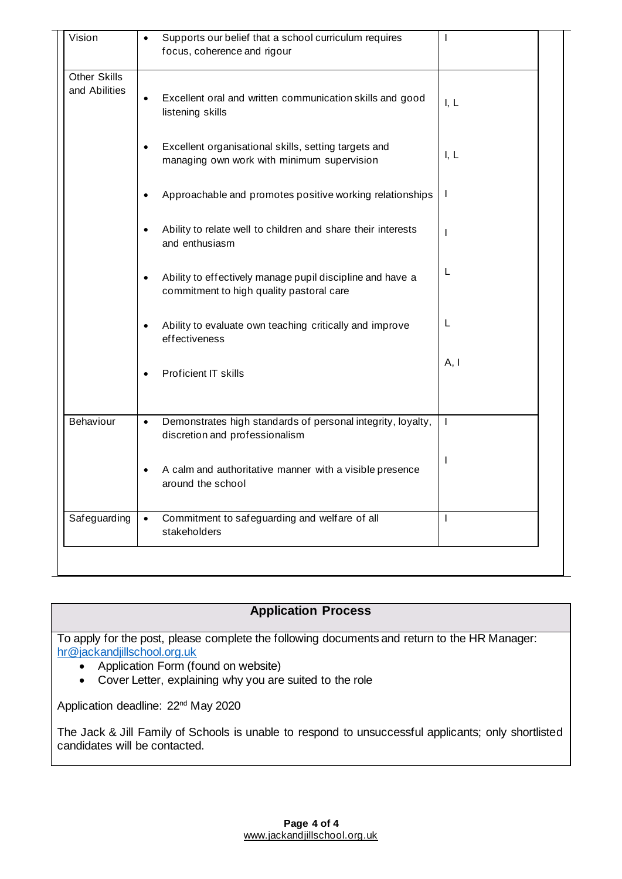| | | |
|---|---|---|
| Vision | • Supports our belief that a school curriculum requires focus, coherence and rigour | I |
| Other Skills and Abilities | • Excellent oral and written communication skills and good listening skills | I, L |
| | • Excellent organisational skills, setting targets and managing own work with minimum supervision | I, L |
| | • Approachable and promotes positive working relationships | I |
| | • Ability to relate well to children and share their interests and enthusiasm | I |
| | • Ability to effectively manage pupil discipline and have a commitment to high quality pastoral care | L |
| | • Ability to evaluate own teaching critically and improve effectiveness | L |
| | • Proficient IT skills | A, I |
| Behaviour | • Demonstrates high standards of personal integrity, loyalty, discretion and professionalism | I |
| | • A calm and authoritative manner with a visible presence around the school | I |
| Safeguarding | • Commitment to safeguarding and welfare of all stakeholders | I |

## Application Process

To apply for the post, please complete the following documents and return to the HR Manager: hr@jackandjillschool.org.uk

- Application Form (found on website)
- Cover Letter, explaining why you are suited to the role

Application deadline: 22nd May 2020

The Jack & Jill Family of Schools is unable to respond to unsuccessful applicants; only shortlisted candidates will be contacted.

www.jackandjillschool.org.uk